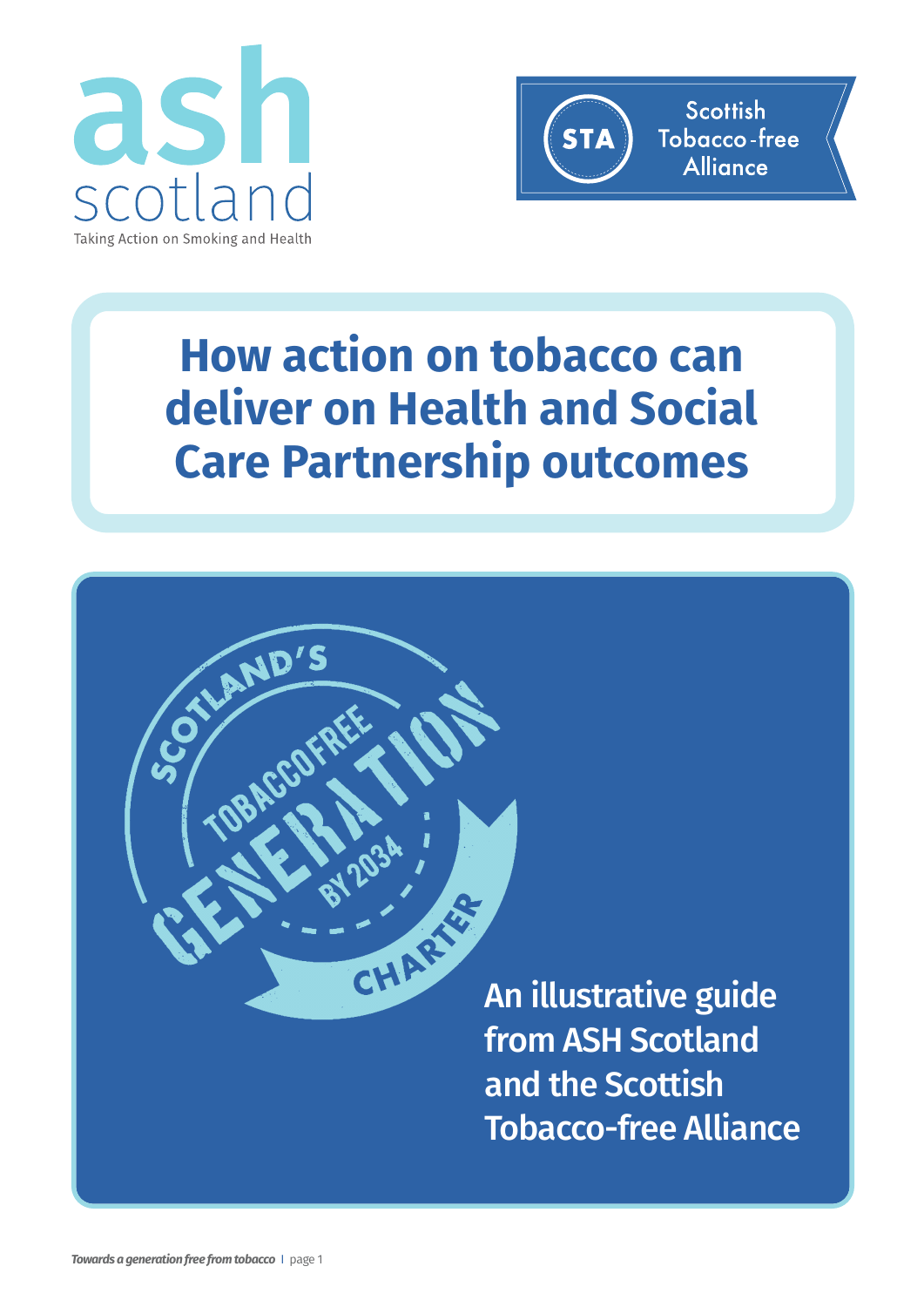ash scotland

Taking Action on Smoking and Health

STA Scottish Tobacco-free Alliance

# How action on tobacco can deliver on Health and Social Care Partnership outcomes

Scotland's Tobaccofree Generation by 2034 Charter

An illustrative guide from ASH Scotland and the Scottish Tobacco-free Alliance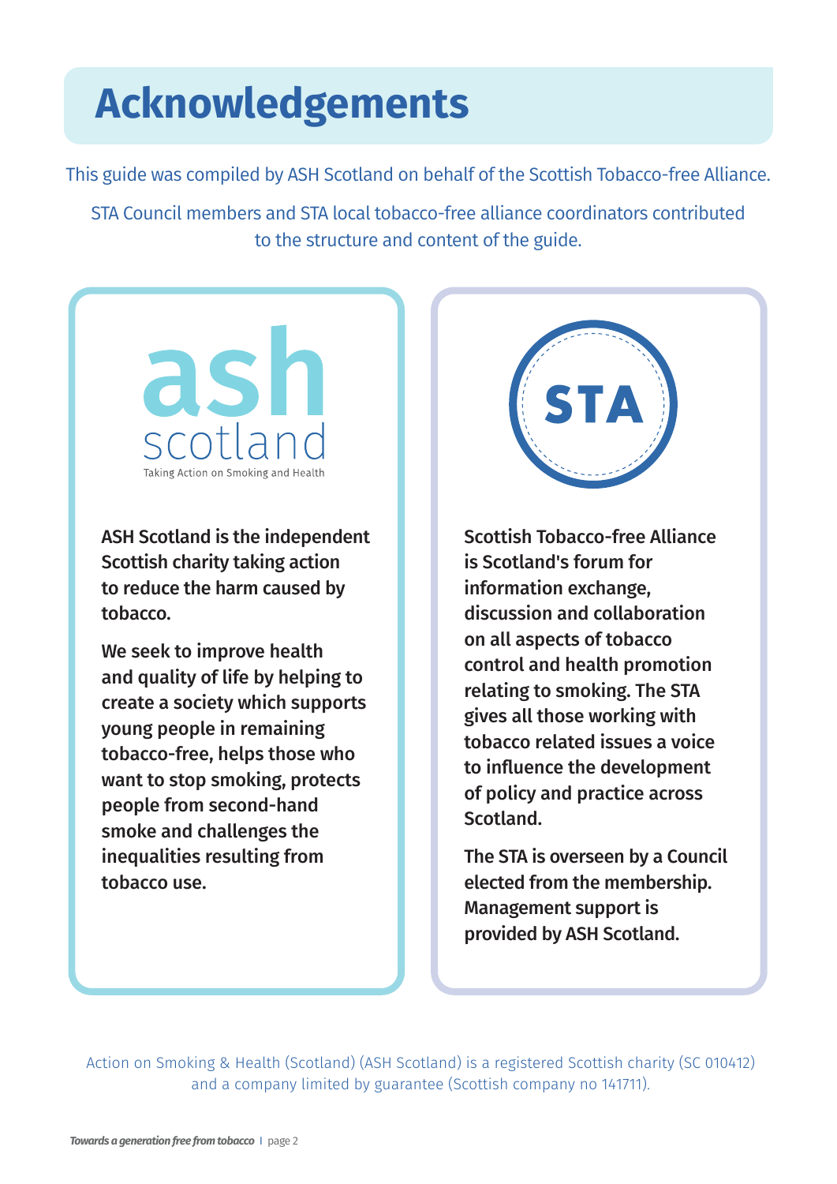# Acknowledgements

This guide was compiled by ASH Scotland on behalf of the Scottish Tobacco-free Alliance.

STA Council members and STA local tobacco-free alliance coordinators contributed to the structure and content of the guide.

ash scotland
Taking Action on Smoking and Health

**ASH Scotland is the independent Scottish charity taking action to reduce the harm caused by tobacco.**

**We seek to improve health and quality of life by helping to create a society which supports young people in remaining tobacco-free, helps those who want to stop smoking, protects people from second-hand smoke and challenges the inequalities resulting from tobacco use.**

STA

**Scottish Tobacco-free Alliance is Scotland's forum for information exchange, discussion and collaboration on all aspects of tobacco control and health promotion relating to smoking. The STA gives all those working with tobacco related issues a voice to influence the development of policy and practice across Scotland.**

**The STA is overseen by a Council elected from the membership. Management support is provided by ASH Scotland.**

Action on Smoking & Health (Scotland) (ASH Scotland) is a registered Scottish charity (SC 010412) and a company limited by guarantee (Scottish company no 141711).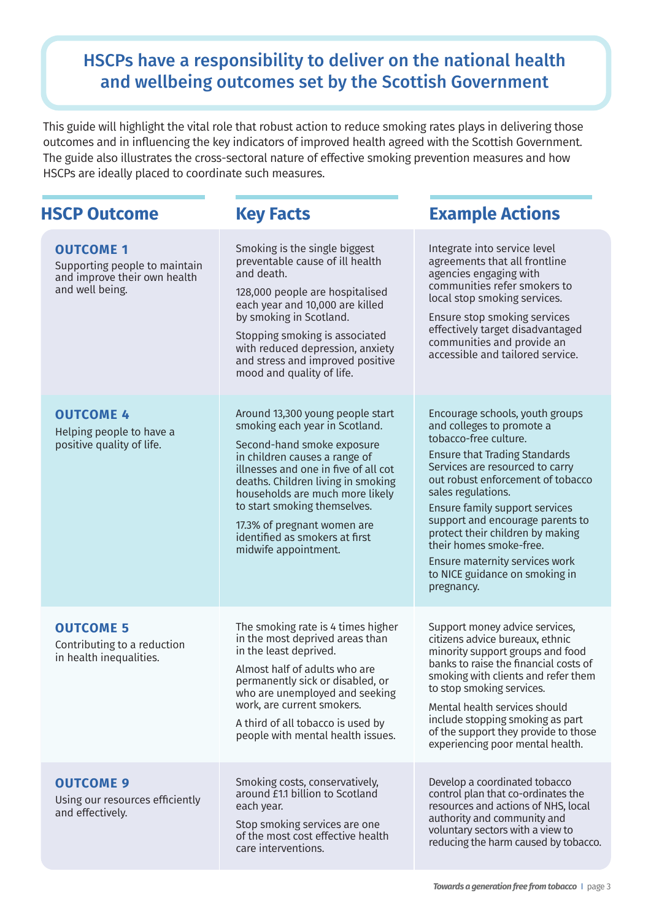## HSCPs have a responsibility to deliver on the national health and wellbeing outcomes set by the Scottish Government

This guide will highlight the vital role that robust action to reduce smoking rates plays in delivering those outcomes and in influencing the key indicators of improved health agreed with the Scottish Government. The guide also illustrates the cross-sectoral nature of effective smoking prevention measures and how HSCPs are ideally placed to coordinate such measures.

| HSCP Outcome | Key Facts | Example Actions |
|---|---|---|
| **OUTCOME 1**<br>Supporting people to maintain and improve their own health and well being. | Smoking is the single biggest preventable cause of ill health and death.<br><br>128,000 people are hospitalised each year and 10,000 are killed by smoking in Scotland.<br><br>Stopping smoking is associated with reduced depression, anxiety and stress and improved positive mood and quality of life. | Integrate into service level agreements that all frontline agencies engaging with communities refer smokers to local stop smoking services.<br><br>Ensure stop smoking services effectively target disadvantaged communities and provide an accessible and tailored service. |
| **OUTCOME 4**<br>Helping people to have a positive quality of life. | Around 13,300 young people start smoking each year in Scotland.<br><br>Second-hand smoke exposure in children causes a range of illnesses and one in five of all cot deaths. Children living in smoking households are much more likely to start smoking themselves.<br><br>17.3% of pregnant women are identified as smokers at first midwife appointment. | Encourage schools, youth groups and colleges to promote a tobacco-free culture.<br><br>Ensure that Trading Standards Services are resourced to carry out robust enforcement of tobacco sales regulations.<br><br>Ensure family support services support and encourage parents to protect their children by making their homes smoke-free.<br><br>Ensure maternity services work to NICE guidance on smoking in pregnancy. |
| **OUTCOME 5**<br>Contributing to a reduction in health inequalities. | The smoking rate is 4 times higher in the most deprived areas than in the least deprived.<br><br>Almost half of adults who are permanently sick or disabled, or who are unemployed and seeking work, are current smokers.<br><br>A third of all tobacco is used by people with mental health issues. | Support money advice services, citizens advice bureaux, ethnic minority support groups and food banks to raise the financial costs of smoking with clients and refer them to stop smoking services.<br><br>Mental health services should include stopping smoking as part of the support they provide to those experiencing poor mental health. |
| **OUTCOME 9**<br>Using our resources efficiently and effectively. | Smoking costs, conservatively, around £1.1 billion to Scotland each year.<br><br>Stop smoking services are one of the most cost effective health care interventions. | Develop a coordinated tobacco control plan that co-ordinates the resources and actions of NHS, local authority and community and voluntary sectors with a view to reducing the harm caused by tobacco. |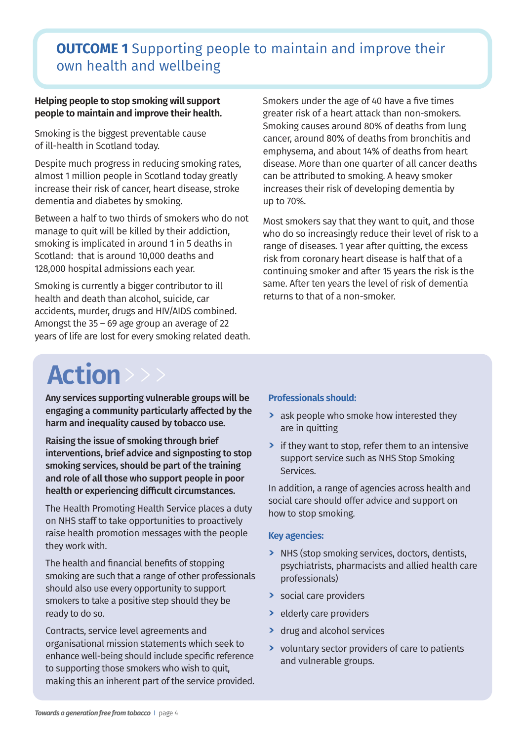## **OUTCOME 1** Supporting people to maintain and improve their own health and wellbeing

**Helping people to stop smoking will support people to maintain and improve their health.**

Smoking is the biggest preventable cause of ill-health in Scotland today.

Despite much progress in reducing smoking rates, almost 1 million people in Scotland today greatly increase their risk of cancer, heart disease, stroke dementia and diabetes by smoking.

Between a half to two thirds of smokers who do not manage to quit will be killed by their addiction, smoking is implicated in around 1 in 5 deaths in Scotland: that is around 10,000 deaths and 128,000 hospital admissions each year.

Smoking is currently a bigger contributor to ill health and death than alcohol, suicide, car accidents, murder, drugs and HIV/AIDS combined. Amongst the 35 – 69 age group an average of 22 years of life are lost for every smoking related death.

Smokers under the age of 40 have a five times greater risk of a heart attack than non-smokers. Smoking causes around 80% of deaths from lung cancer, around 80% of deaths from bronchitis and emphysema, and about 14% of deaths from heart disease. More than one quarter of all cancer deaths can be attributed to smoking. A heavy smoker increases their risk of developing dementia by up to 70%.

Most smokers say that they want to quit, and those who do so increasingly reduce their level of risk to a range of diseases. 1 year after quitting, the excess risk from coronary heart disease is half that of a continuing smoker and after 15 years the risk is the same. After ten years the level of risk of dementia returns to that of a non-smoker.

## Action >>>

**Any services supporting vulnerable groups will be engaging a community particularly affected by the harm and inequality caused by tobacco use.**

**Raising the issue of smoking through brief interventions, brief advice and signposting to stop smoking services, should be part of the training and role of all those who support people in poor health or experiencing difficult circumstances.**

The Health Promoting Health Service places a duty on NHS staff to take opportunities to proactively raise health promotion messages with the people they work with.

The health and financial benefits of stopping smoking are such that a range of other professionals should also use every opportunity to support smokers to take a positive step should they be ready to do so.

Contracts, service level agreements and organisational mission statements which seek to enhance well-being should include specific reference to supporting those smokers who wish to quit, making this an inherent part of the service provided.

**Professionals should:**

- ask people who smoke how interested they are in quitting
- if they want to stop, refer them to an intensive support service such as NHS Stop Smoking Services.

In addition, a range of agencies across health and social care should offer advice and support on how to stop smoking.

**Key agencies:**

- NHS (stop smoking services, doctors, dentists, psychiatrists, pharmacists and allied health care professionals)
- social care providers
- elderly care providers
- drug and alcohol services
- voluntary sector providers of care to patients and vulnerable groups.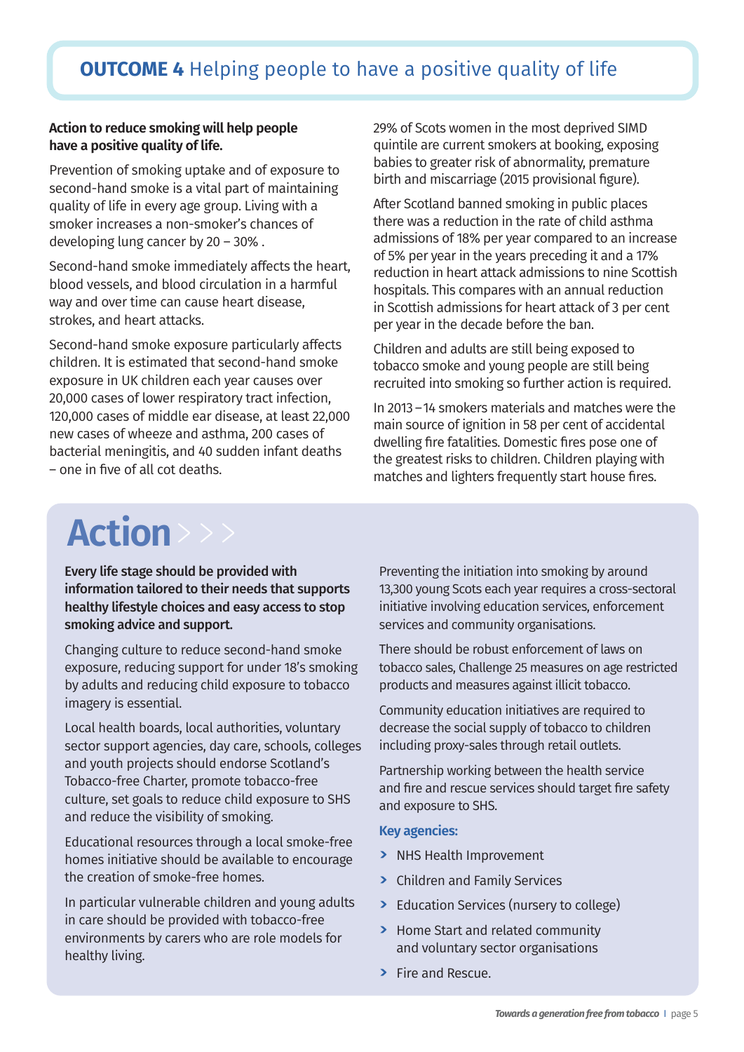# **OUTCOME 4** Helping people to have a positive quality of life

**Action to reduce smoking will help people have a positive quality of life.**

Prevention of smoking uptake and of exposure to second-hand smoke is a vital part of maintaining quality of life in every age group. Living with a smoker increases a non-smoker's chances of developing lung cancer by 20 – 30% .

Second-hand smoke immediately affects the heart, blood vessels, and blood circulation in a harmful way and over time can cause heart disease, strokes, and heart attacks.

Second-hand smoke exposure particularly affects children. It is estimated that second-hand smoke exposure in UK children each year causes over 20,000 cases of lower respiratory tract infection, 120,000 cases of middle ear disease, at least 22,000 new cases of wheeze and asthma, 200 cases of bacterial meningitis, and 40 sudden infant deaths – one in five of all cot deaths.

29% of Scots women in the most deprived SIMD quintile are current smokers at booking, exposing babies to greater risk of abnormality, premature birth and miscarriage (2015 provisional figure).

After Scotland banned smoking in public places there was a reduction in the rate of child asthma admissions of 18% per year compared to an increase of 5% per year in the years preceding it and a 17% reduction in heart attack admissions to nine Scottish hospitals. This compares with an annual reduction in Scottish admissions for heart attack of 3 per cent per year in the decade before the ban.

Children and adults are still being exposed to tobacco smoke and young people are still being recruited into smoking so further action is required.

In 2013 – 14 smokers materials and matches were the main source of ignition in 58 per cent of accidental dwelling fire fatalities. Domestic fires pose one of the greatest risks to children. Children playing with matches and lighters frequently start house fires.

## Action

**Every life stage should be provided with information tailored to their needs that supports healthy lifestyle choices and easy access to stop smoking advice and support.**

Changing culture to reduce second-hand smoke exposure, reducing support for under 18's smoking by adults and reducing child exposure to tobacco imagery is essential.

Local health boards, local authorities, voluntary sector support agencies, day care, schools, colleges and youth projects should endorse Scotland's Tobacco-free Charter, promote tobacco-free culture, set goals to reduce child exposure to SHS and reduce the visibility of smoking.

Educational resources through a local smoke-free homes initiative should be available to encourage the creation of smoke-free homes.

In particular vulnerable children and young adults in care should be provided with tobacco-free environments by carers who are role models for healthy living.

Preventing the initiation into smoking by around 13,300 young Scots each year requires a cross-sectoral initiative involving education services, enforcement services and community organisations.

There should be robust enforcement of laws on tobacco sales, Challenge 25 measures on age restricted products and measures against illicit tobacco.

Community education initiatives are required to decrease the social supply of tobacco to children including proxy-sales through retail outlets.

Partnership working between the health service and fire and rescue services should target fire safety and exposure to SHS.

**Key agencies:**

- NHS Health Improvement
- Children and Family Services
- Education Services (nursery to college)
- Home Start and related community and voluntary sector organisations
- Fire and Rescue.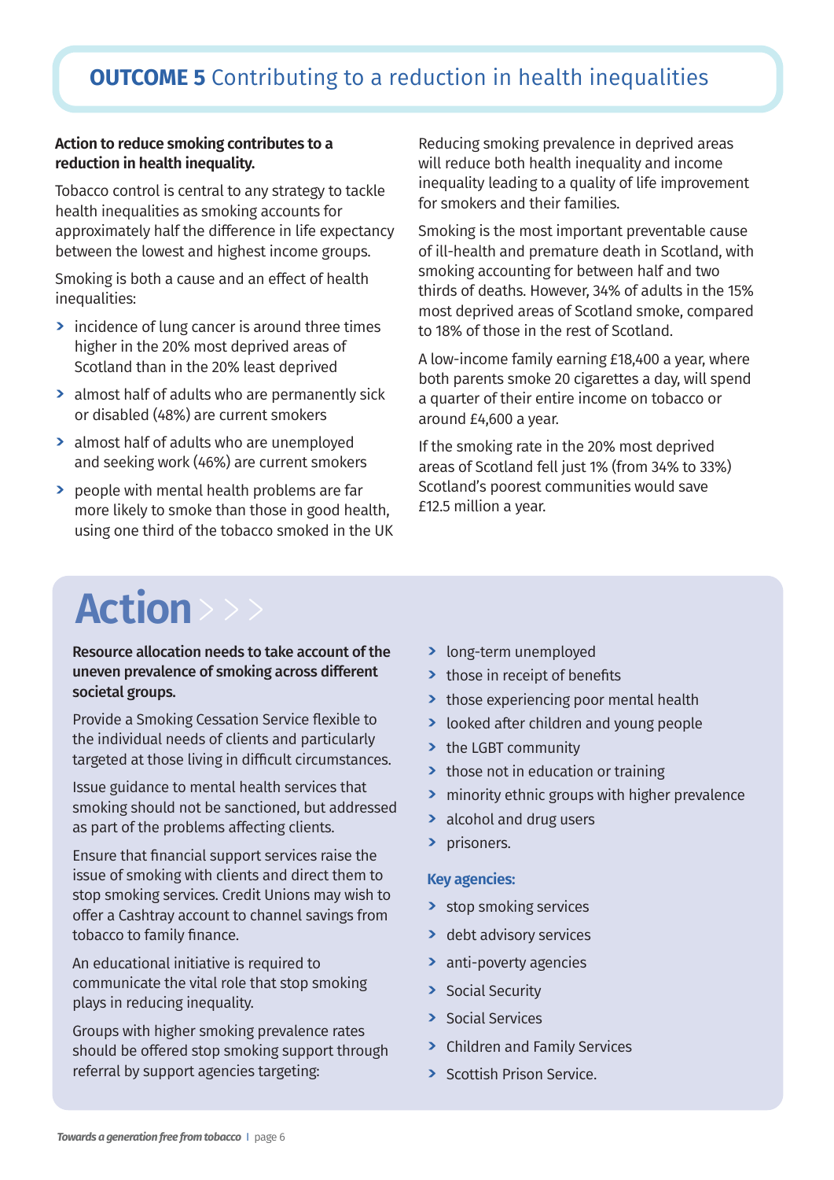## OUTCOME 5 Contributing to a reduction in health inequalities

**Action to reduce smoking contributes to a reduction in health inequality.**

Tobacco control is central to any strategy to tackle health inequalities as smoking accounts for approximately half the difference in life expectancy between the lowest and highest income groups.

Smoking is both a cause and an effect of health inequalities:

- incidence of lung cancer is around three times higher in the 20% most deprived areas of Scotland than in the 20% least deprived
- almost half of adults who are permanently sick or disabled (48%) are current smokers
- almost half of adults who are unemployed and seeking work (46%) are current smokers
- people with mental health problems are far more likely to smoke than those in good health, using one third of the tobacco smoked in the UK

Reducing smoking prevalence in deprived areas will reduce both health inequality and income inequality leading to a quality of life improvement for smokers and their families.

Smoking is the most important preventable cause of ill-health and premature death in Scotland, with smoking accounting for between half and two thirds of deaths. However, 34% of adults in the 15% most deprived areas of Scotland smoke, compared to 18% of those in the rest of Scotland.

A low-income family earning £18,400 a year, where both parents smoke 20 cigarettes a day, will spend a quarter of their entire income on tobacco or around £4,600 a year.

If the smoking rate in the 20% most deprived areas of Scotland fell just 1% (from 34% to 33%) Scotland's poorest communities would save £12.5 million a year.

## Action

**Resource allocation needs to take account of the uneven prevalence of smoking across different societal groups.**

Provide a Smoking Cessation Service flexible to the individual needs of clients and particularly targeted at those living in difficult circumstances.

Issue guidance to mental health services that smoking should not be sanctioned, but addressed as part of the problems affecting clients.

Ensure that financial support services raise the issue of smoking with clients and direct them to stop smoking services. Credit Unions may wish to offer a Cashtray account to channel savings from tobacco to family finance.

An educational initiative is required to communicate the vital role that stop smoking plays in reducing inequality.

Groups with higher smoking prevalence rates should be offered stop smoking support through referral by support agencies targeting:

- long-term unemployed
- those in receipt of benefits
- those experiencing poor mental health
- looked after children and young people
- the LGBT community
- those not in education or training
- minority ethnic groups with higher prevalence
- alcohol and drug users
- prisoners.

**Key agencies:**

- stop smoking services
- debt advisory services
- anti-poverty agencies
- Social Security
- Social Services
- Children and Family Services
- Scottish Prison Service.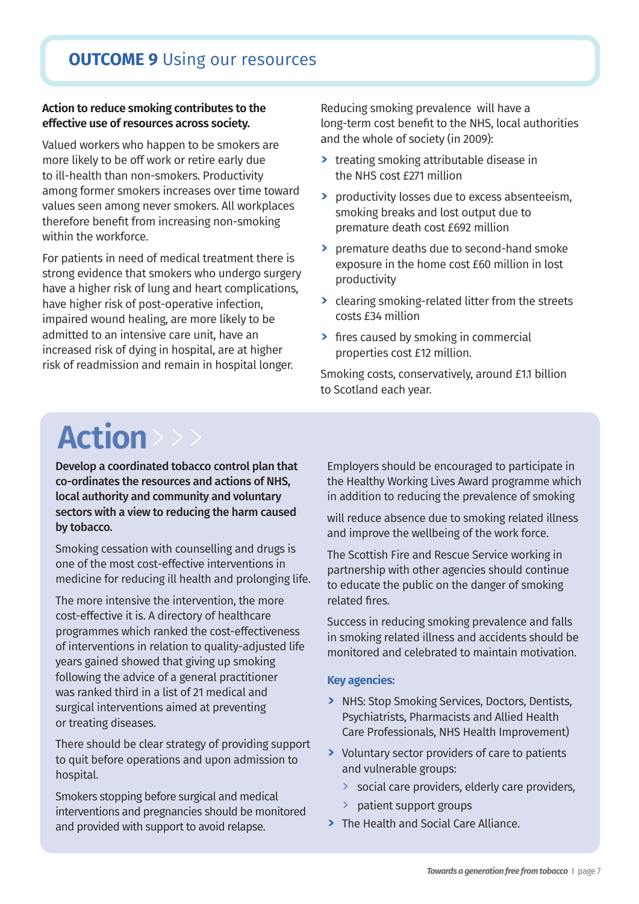## **OUTCOME 9** Using our resources

**Action to reduce smoking contributes to the effective use of resources across society.**

Valued workers who happen to be smokers are more likely to be off work or retire early due to ill-health than non-smokers. Productivity among former smokers increases over time toward values seen among never smokers. All workplaces therefore benefit from increasing non-smoking within the workforce.

For patients in need of medical treatment there is strong evidence that smokers who undergo surgery have a higher risk of lung and heart complications, have higher risk of post-operative infection, impaired wound healing, are more likely to be admitted to an intensive care unit, have an increased risk of dying in hospital, are at higher risk of readmission and remain in hospital longer.

Reducing smoking prevalence will have a long-term cost benefit to the NHS, local authorities and the whole of society (in 2009):

- treating smoking attributable disease in the NHS cost £271 million
- productivity losses due to excess absenteeism, smoking breaks and lost output due to premature death cost £692 million
- premature deaths due to second-hand smoke exposure in the home cost £60 million in lost productivity
- clearing smoking-related litter from the streets costs £34 million
- fires caused by smoking in commercial properties cost £12 million.

Smoking costs, conservatively, around £1.1 billion to Scotland each year.

# Action

**Develop a coordinated tobacco control plan that co-ordinates the resources and actions of NHS, local authority and community and voluntary sectors with a view to reducing the harm caused by tobacco.**

Smoking cessation with counselling and drugs is one of the most cost-effective interventions in medicine for reducing ill health and prolonging life.

The more intensive the intervention, the more cost-effective it is. A directory of healthcare programmes which ranked the cost-effectiveness of interventions in relation to quality-adjusted life years gained showed that giving up smoking following the advice of a general practitioner was ranked third in a list of 21 medical and surgical interventions aimed at preventing or treating diseases.

There should be clear strategy of providing support to quit before operations and upon admission to hospital.

Smokers stopping before surgical and medical interventions and pregnancies should be monitored and provided with support to avoid relapse.

Employers should be encouraged to participate in the Healthy Working Lives Award programme which in addition to reducing the prevalence of smoking

will reduce absence due to smoking related illness and improve the wellbeing of the work force.

The Scottish Fire and Rescue Service working in partnership with other agencies should continue to educate the public on the danger of smoking related fires.

Success in reducing smoking prevalence and falls in smoking related illness and accidents should be monitored and celebrated to maintain motivation.

**Key agencies:**

- NHS: Stop Smoking Services, Doctors, Dentists, Psychiatrists, Pharmacists and Allied Health Care Professionals, NHS Health Improvement)
- Voluntary sector providers of care to patients and vulnerable groups:
  - social care providers, elderly care providers,
  - patient support groups
- The Health and Social Care Alliance.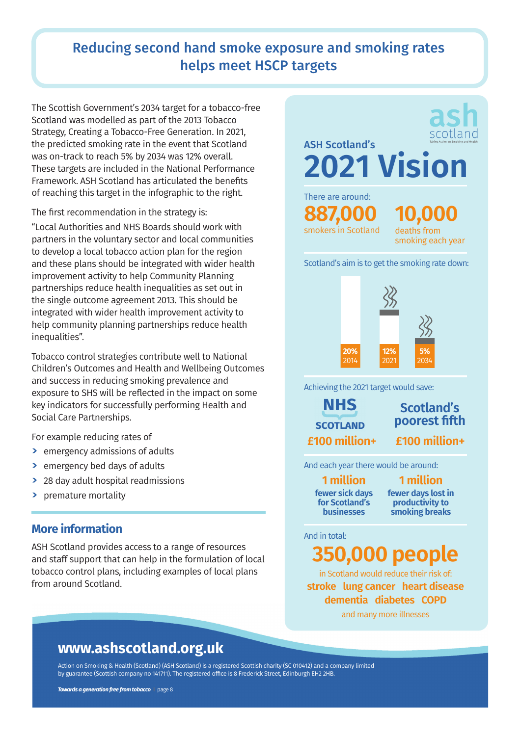# Reducing second hand smoke exposure and smoking rates helps meet HSCP targets

The Scottish Government's 2034 target for a tobacco-free Scotland was modelled as part of the 2013 Tobacco Strategy, Creating a Tobacco-Free Generation. In 2021, the predicted smoking rate in the event that Scotland was on-track to reach 5% by 2034 was 12% overall. These targets are included in the National Performance Framework. ASH Scotland has articulated the benefits of reaching this target in the infographic to the right.

The first recommendation in the strategy is:

"Local Authorities and NHS Boards should work with partners in the voluntary sector and local communities to develop a local tobacco action plan for the region and these plans should be integrated with wider health improvement activity to help Community Planning partnerships reduce health inequalities as set out in the single outcome agreement 2013. This should be integrated with wider health improvement activity to help community planning partnerships reduce health inequalities".

Tobacco control strategies contribute well to National Children's Outcomes and Health and Wellbeing Outcomes and success in reducing smoking prevalence and exposure to SHS will be reflected in the impact on some key indicators for successfully performing Health and Social Care Partnerships.

For example reducing rates of

- emergency admissions of adults
- emergency bed days of adults
- 28 day adult hospital readmissions
- premature mortality

## More information

ASH Scotland provides access to a range of resources and staff support that can help in the formulation of local tobacco control plans, including examples of local plans from around Scotland.

ash scotland
Taking Action on Smoking and Health

ASH Scotland's

## 2021 Vision

There are around:

**887,000** smokers in Scotland

**10,000** deaths from smoking each year

Scotland's aim is to get the smoking rate down:

20% 2014
12% 2021
5% 2034

Achieving the 2021 target would save:

**NHS SCOTLAND £100 million+**

**Scotland's poorest fifth £100 million+**

And each year there would be around:

**1 million** fewer sick days for Scotland's businesses

**1 million** fewer days lost in productivity to smoking breaks

And in total:

**350,000 people**

in Scotland would reduce their risk of:

**stroke lung cancer heart disease dementia diabetes COPD**

and many more illnesses

## www.ashscotland.org.uk

Action on Smoking & Health (Scotland) (ASH Scotland) is a registered Scottish charity (SC 010412) and a company limited by guarantee (Scottish company no 141711). The registered office is 8 Frederick Street, Edinburgh EH2 2HB.

*Towards a generation free from tobacco*